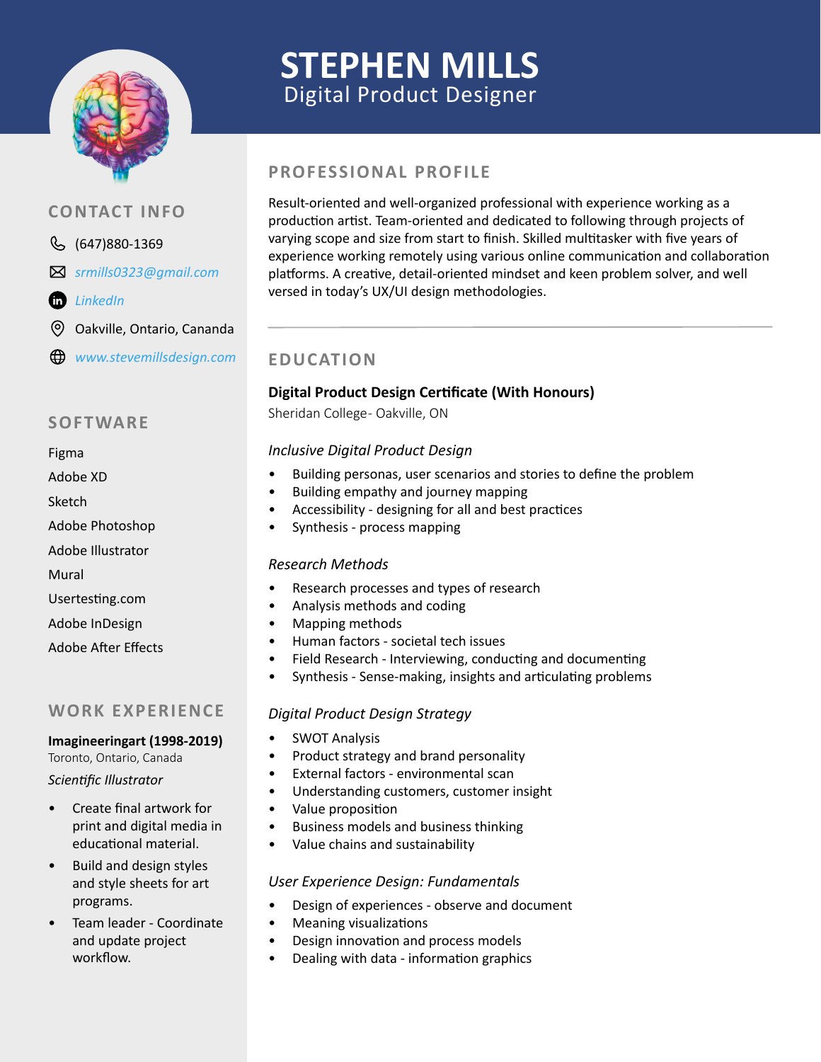# STEPHEN MILLS

Digital Product Designer

## CONTACT INFO

(647)880-1369

*srmills0323@gmail.com*

*LinkedIn*

Oakville, Ontario, Cananda

*www.stevemillsdesign.com*

## SOFTWARE

Figma

Adobe XD

Sketch

Adobe Photoshop

Adobe Illustrator

Mural

Usertesting.com

Adobe InDesign

Adobe After Effects

## WORK EXPERIENCE

**Imagineeringart (1998-2019)**

Toronto, Ontario, Canada

*Scientific Illustrator*

- Create final artwork for print and digital media in educational material.
- Build and design styles and style sheets for art programs.
- Team leader - Coordinate and update project workflow.

## PROFESSIONAL PROFILE

Result-oriented and well-organized professional with experience working as a production artist. Team-oriented and dedicated to following through projects of varying scope and size from start to finish. Skilled multitasker with five years of experience working remotely using various online communication and collaboration platforms. A creative, detail-oriented mindset and keen problem solver, and well versed in today's UX/UI design methodologies.

---

## EDUCATION

**Digital Product Design Certificate (With Honours)**

Sheridan College- Oakville, ON

*Inclusive Digital Product Design*

- Building personas, user scenarios and stories to define the problem
- Building empathy and journey mapping
- Accessibility - designing for all and best practices
- Synthesis - process mapping

*Research Methods*

- Research processes and types of research
- Analysis methods and coding
- Mapping methods
- Human factors - societal tech issues
- Field Research - Interviewing, conducting and documenting
- Synthesis - Sense-making, insights and articulating problems

*Digital Product Design Strategy*

- SWOT Analysis
- Product strategy and brand personality
- External factors - environmental scan
- Understanding customers, customer insight
- Value proposition
- Business models and business thinking
- Value chains and sustainability

*User Experience Design: Fundamentals*

- Design of experiences - observe and document
- Meaning visualizations
- Design innovation and process models
- Dealing with data - information graphics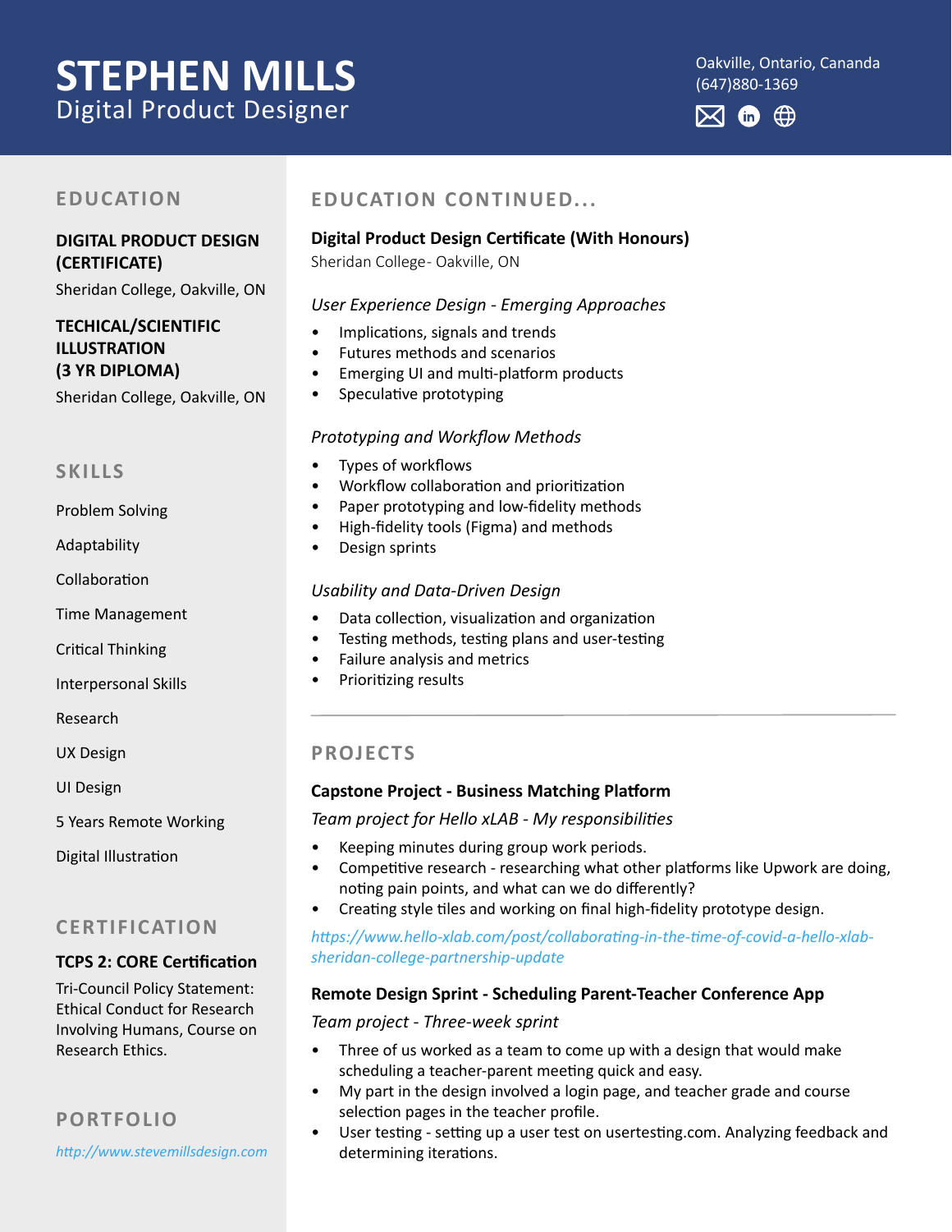# STEPHEN MILLS
Digital Product Designer

Oakville, Ontario, Cananda
(647)880-1369

## EDUCATION

**DIGITAL PRODUCT DESIGN (CERTIFICATE)**
Sheridan College, Oakville, ON

**TECHICAL/SCIENTIFIC ILLUSTRATION (3 YR DIPLOMA)**
Sheridan College, Oakville, ON

## SKILLS

Problem Solving
Adaptability
Collaboration
Time Management
Critical Thinking
Interpersonal Skills
Research
UX Design
UI Design
5 Years Remote Working
Digital Illustration

## CERTIFICATION

**TCPS 2: CORE Certification**

Tri-Council Policy Statement: Ethical Conduct for Research Involving Humans, Course on Research Ethics.

## PORTFOLIO

*http://www.stevemillsdesign.com*

## EDUCATION CONTINUED...

**Digital Product Design Certificate (With Honours)**
Sheridan College- Oakville, ON

*User Experience Design - Emerging Approaches*

- Implications, signals and trends
- Futures methods and scenarios
- Emerging UI and multi-platform products
- Speculative prototyping

*Prototyping and Workflow Methods*

- Types of workflows
- Workflow collaboration and prioritization
- Paper prototyping and low-fidelity methods
- High-fidelity tools (Figma) and methods
- Design sprints

*Usability and Data-Driven Design*

- Data collection, visualization and organization
- Testing methods, testing plans and user-testing
- Failure analysis and metrics
- Prioritizing results

## PROJECTS

**Capstone Project - Business Matching Platform**

*Team project for Hello xLAB - My responsibilities*

- Keeping minutes during group work periods.
- Competitive research - researching what other platforms like Upwork are doing, noting pain points, and what can we do differently?
- Creating style tiles and working on final high-fidelity prototype design.

*https://www.hello-xlab.com/post/collaborating-in-the-time-of-covid-a-hello-xlab-sheridan-college-partnership-update*

**Remote Design Sprint - Scheduling Parent-Teacher Conference App**

*Team project - Three-week sprint*

- Three of us worked as a team to come up with a design that would make scheduling a teacher-parent meeting quick and easy.
- My part in the design involved a login page, and teacher grade and course selection pages in the teacher profile.
- User testing - setting up a user test on usertesting.com. Analyzing feedback and determining iterations.